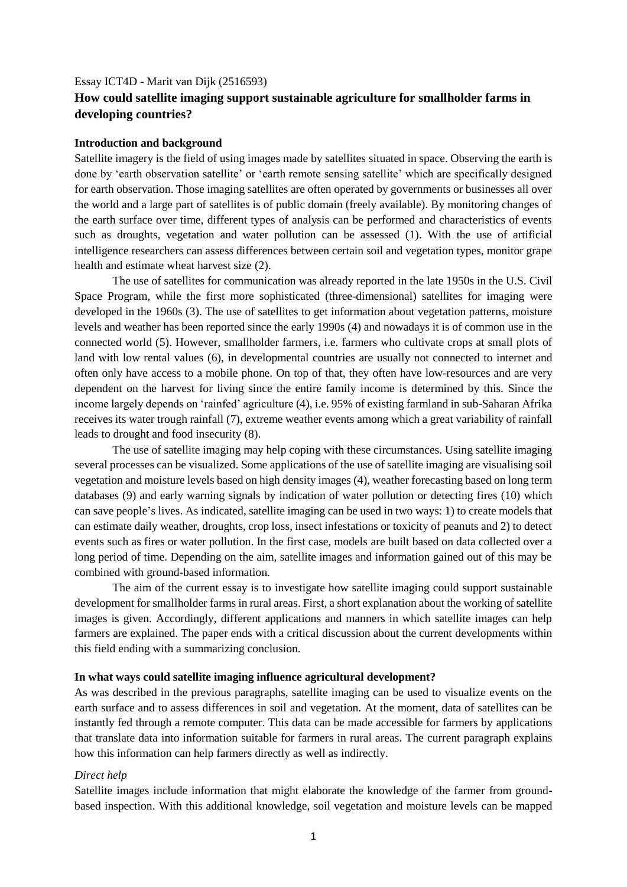Essay ICT4D - Marit van Dijk (2516593)

# How could satellite imaging support sustainable agriculture for smallholder farms in developing countries?

## Introduction and background

Satellite imagery is the field of using images made by satellites situated in space. Observing the earth is done by 'earth observation satellite' or 'earth remote sensing satellite' which are specifically designed for earth observation. Those imaging satellites are often operated by governments or businesses all over the world and a large part of satellites is of public domain (freely available). By monitoring changes of the earth surface over time, different types of analysis can be performed and characteristics of events such as droughts, vegetation and water pollution can be assessed (1). With the use of artificial intelligence researchers can assess differences between certain soil and vegetation types, monitor grape health and estimate wheat harvest size (2).

The use of satellites for communication was already reported in the late 1950s in the U.S. Civil Space Program, while the first more sophisticated (three-dimensional) satellites for imaging were developed in the 1960s (3). The use of satellites to get information about vegetation patterns, moisture levels and weather has been reported since the early 1990s (4) and nowadays it is of common use in the connected world (5). However, smallholder farmers, i.e. farmers who cultivate crops at small plots of land with low rental values (6), in developmental countries are usually not connected to internet and often only have access to a mobile phone. On top of that, they often have low-resources and are very dependent on the harvest for living since the entire family income is determined by this. Since the income largely depends on 'rainfed' agriculture (4), i.e. 95% of existing farmland in sub-Saharan Afrika receives its water trough rainfall (7), extreme weather events among which a great variability of rainfall leads to drought and food insecurity (8).

The use of satellite imaging may help coping with these circumstances. Using satellite imaging several processes can be visualized. Some applications of the use of satellite imaging are visualising soil vegetation and moisture levels based on high density images (4), weather forecasting based on long term databases (9) and early warning signals by indication of water pollution or detecting fires (10) which can save people's lives. As indicated, satellite imaging can be used in two ways: 1) to create models that can estimate daily weather, droughts, crop loss, insect infestations or toxicity of peanuts and 2) to detect events such as fires or water pollution. In the first case, models are built based on data collected over a long period of time. Depending on the aim, satellite images and information gained out of this may be combined with ground-based information.

The aim of the current essay is to investigate how satellite imaging could support sustainable development for smallholder farms in rural areas. First, a short explanation about the working of satellite images is given. Accordingly, different applications and manners in which satellite images can help farmers are explained. The paper ends with a critical discussion about the current developments within this field ending with a summarizing conclusion.

## In what ways could satellite imaging influence agricultural development?

As was described in the previous paragraphs, satellite imaging can be used to visualize events on the earth surface and to assess differences in soil and vegetation. At the moment, data of satellites can be instantly fed through a remote computer. This data can be made accessible for farmers by applications that translate data into information suitable for farmers in rural areas. The current paragraph explains how this information can help farmers directly as well as indirectly.

### *Direct help*

Satellite images include information that might elaborate the knowledge of the farmer from ground-based inspection. With this additional knowledge, soil vegetation and moisture levels can be mapped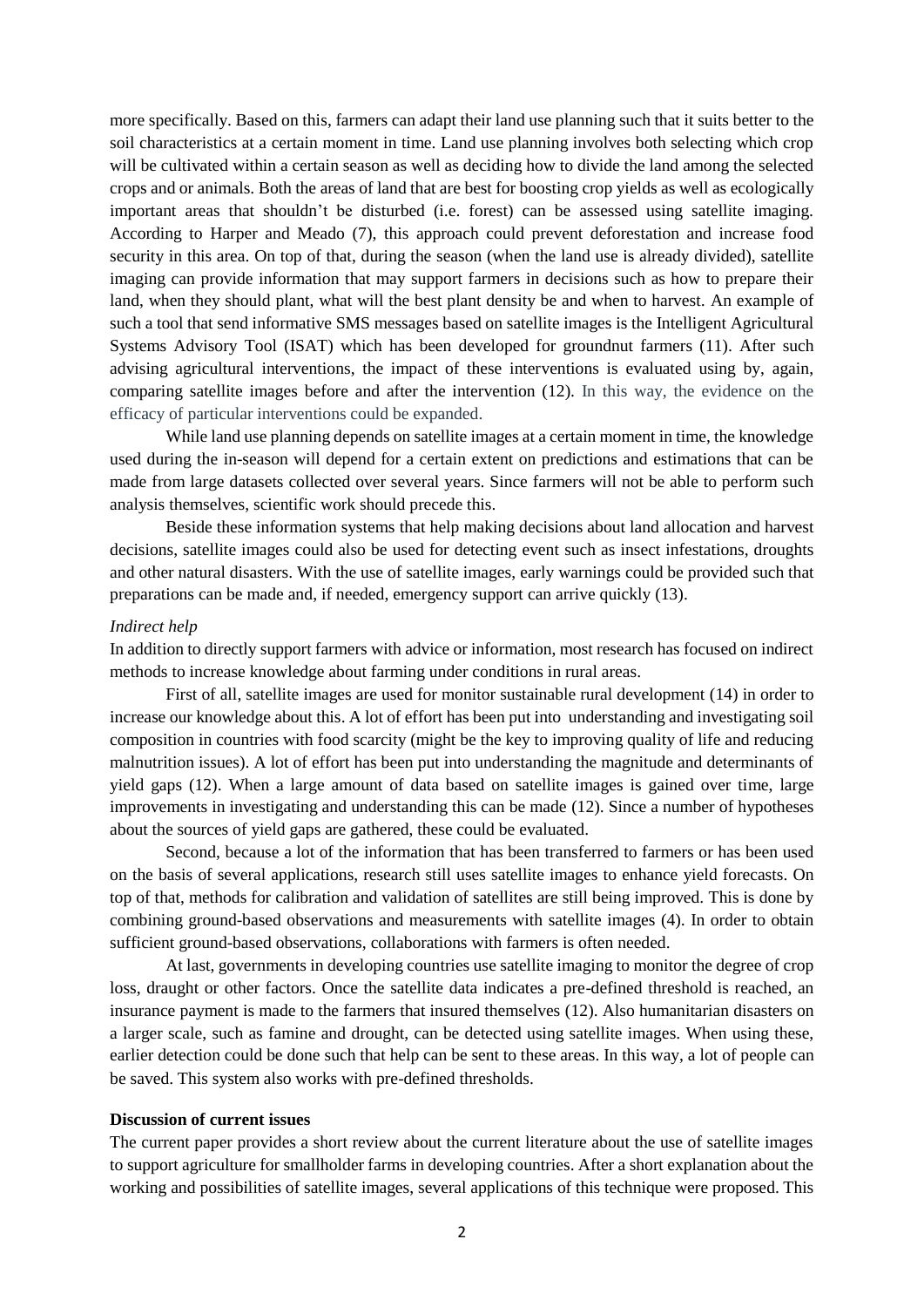more specifically. Based on this, farmers can adapt their land use planning such that it suits better to the soil characteristics at a certain moment in time. Land use planning involves both selecting which crop will be cultivated within a certain season as well as deciding how to divide the land among the selected crops and or animals. Both the areas of land that are best for boosting crop yields as well as ecologically important areas that shouldn't be disturbed (i.e. forest) can be assessed using satellite imaging. According to Harper and Meado (7), this approach could prevent deforestation and increase food security in this area. On top of that, during the season (when the land use is already divided), satellite imaging can provide information that may support farmers in decisions such as how to prepare their land, when they should plant, what will the best plant density be and when to harvest. An example of such a tool that send informative SMS messages based on satellite images is the Intelligent Agricultural Systems Advisory Tool (ISAT) which has been developed for groundnut farmers (11). After such advising agricultural interventions, the impact of these interventions is evaluated using by, again, comparing satellite images before and after the intervention (12). In this way, the evidence on the efficacy of particular interventions could be expanded.

While land use planning depends on satellite images at a certain moment in time, the knowledge used during the in-season will depend for a certain extent on predictions and estimations that can be made from large datasets collected over several years. Since farmers will not be able to perform such analysis themselves, scientific work should precede this.

Beside these information systems that help making decisions about land allocation and harvest decisions, satellite images could also be used for detecting event such as insect infestations, droughts and other natural disasters. With the use of satellite images, early warnings could be provided such that preparations can be made and, if needed, emergency support can arrive quickly (13).

*Indirect help*

In addition to directly support farmers with advice or information, most research has focused on indirect methods to increase knowledge about farming under conditions in rural areas.

First of all, satellite images are used for monitor sustainable rural development (14) in order to increase our knowledge about this. A lot of effort has been put into understanding and investigating soil composition in countries with food scarcity (might be the key to improving quality of life and reducing malnutrition issues). A lot of effort has been put into understanding the magnitude and determinants of yield gaps (12). When a large amount of data based on satellite images is gained over time, large improvements in investigating and understanding this can be made (12). Since a number of hypotheses about the sources of yield gaps are gathered, these could be evaluated.

Second, because a lot of the information that has been transferred to farmers or has been used on the basis of several applications, research still uses satellite images to enhance yield forecasts. On top of that, methods for calibration and validation of satellites are still being improved. This is done by combining ground-based observations and measurements with satellite images (4). In order to obtain sufficient ground-based observations, collaborations with farmers is often needed.

At last, governments in developing countries use satellite imaging to monitor the degree of crop loss, draught or other factors. Once the satellite data indicates a pre-defined threshold is reached, an insurance payment is made to the farmers that insured themselves (12). Also humanitarian disasters on a larger scale, such as famine and drought, can be detected using satellite images. When using these, earlier detection could be done such that help can be sent to these areas. In this way, a lot of people can be saved. This system also works with pre-defined thresholds.

**Discussion of current issues**

The current paper provides a short review about the current literature about the use of satellite images to support agriculture for smallholder farms in developing countries. After a short explanation about the working and possibilities of satellite images, several applications of this technique were proposed. This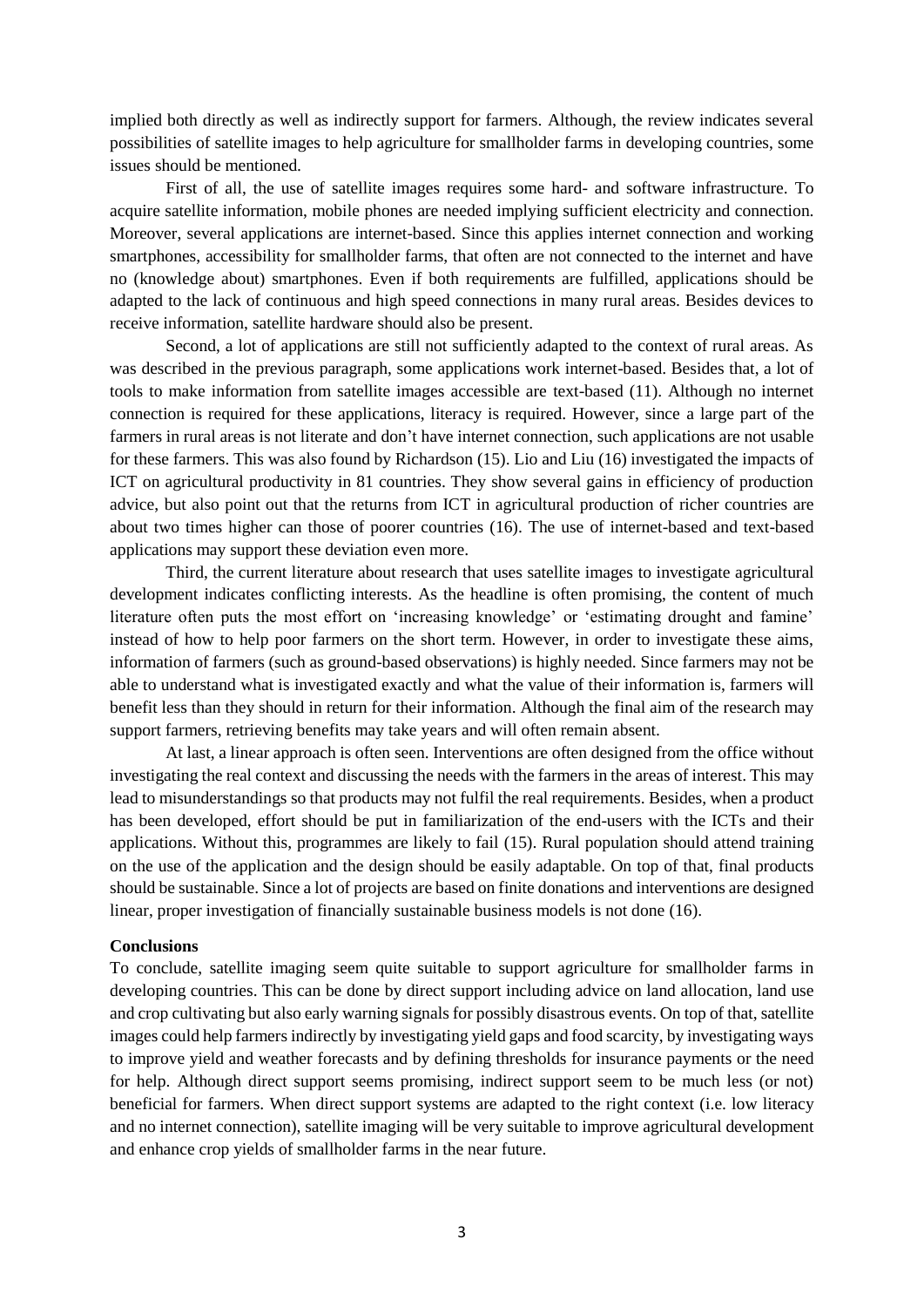implied both directly as well as indirectly support for farmers. Although, the review indicates several possibilities of satellite images to help agriculture for smallholder farms in developing countries, some issues should be mentioned.

First of all, the use of satellite images requires some hard- and software infrastructure. To acquire satellite information, mobile phones are needed implying sufficient electricity and connection. Moreover, several applications are internet-based. Since this applies internet connection and working smartphones, accessibility for smallholder farms, that often are not connected to the internet and have no (knowledge about) smartphones. Even if both requirements are fulfilled, applications should be adapted to the lack of continuous and high speed connections in many rural areas. Besides devices to receive information, satellite hardware should also be present.

Second, a lot of applications are still not sufficiently adapted to the context of rural areas. As was described in the previous paragraph, some applications work internet-based. Besides that, a lot of tools to make information from satellite images accessible are text-based (11). Although no internet connection is required for these applications, literacy is required. However, since a large part of the farmers in rural areas is not literate and don't have internet connection, such applications are not usable for these farmers. This was also found by Richardson (15). Lio and Liu (16) investigated the impacts of ICT on agricultural productivity in 81 countries. They show several gains in efficiency of production advice, but also point out that the returns from ICT in agricultural production of richer countries are about two times higher can those of poorer countries (16). The use of internet-based and text-based applications may support these deviation even more.

Third, the current literature about research that uses satellite images to investigate agricultural development indicates conflicting interests. As the headline is often promising, the content of much literature often puts the most effort on 'increasing knowledge' or 'estimating drought and famine' instead of how to help poor farmers on the short term. However, in order to investigate these aims, information of farmers (such as ground-based observations) is highly needed. Since farmers may not be able to understand what is investigated exactly and what the value of their information is, farmers will benefit less than they should in return for their information. Although the final aim of the research may support farmers, retrieving benefits may take years and will often remain absent.

At last, a linear approach is often seen. Interventions are often designed from the office without investigating the real context and discussing the needs with the farmers in the areas of interest. This may lead to misunderstandings so that products may not fulfil the real requirements. Besides, when a product has been developed, effort should be put in familiarization of the end-users with the ICTs and their applications. Without this, programmes are likely to fail (15). Rural population should attend training on the use of the application and the design should be easily adaptable. On top of that, final products should be sustainable. Since a lot of projects are based on finite donations and interventions are designed linear, proper investigation of financially sustainable business models is not done (16).

**Conclusions**

To conclude, satellite imaging seem quite suitable to support agriculture for smallholder farms in developing countries. This can be done by direct support including advice on land allocation, land use and crop cultivating but also early warning signals for possibly disastrous events. On top of that, satellite images could help farmers indirectly by investigating yield gaps and food scarcity, by investigating ways to improve yield and weather forecasts and by defining thresholds for insurance payments or the need for help. Although direct support seems promising, indirect support seem to be much less (or not) beneficial for farmers. When direct support systems are adapted to the right context (i.e. low literacy and no internet connection), satellite imaging will be very suitable to improve agricultural development and enhance crop yields of smallholder farms in the near future.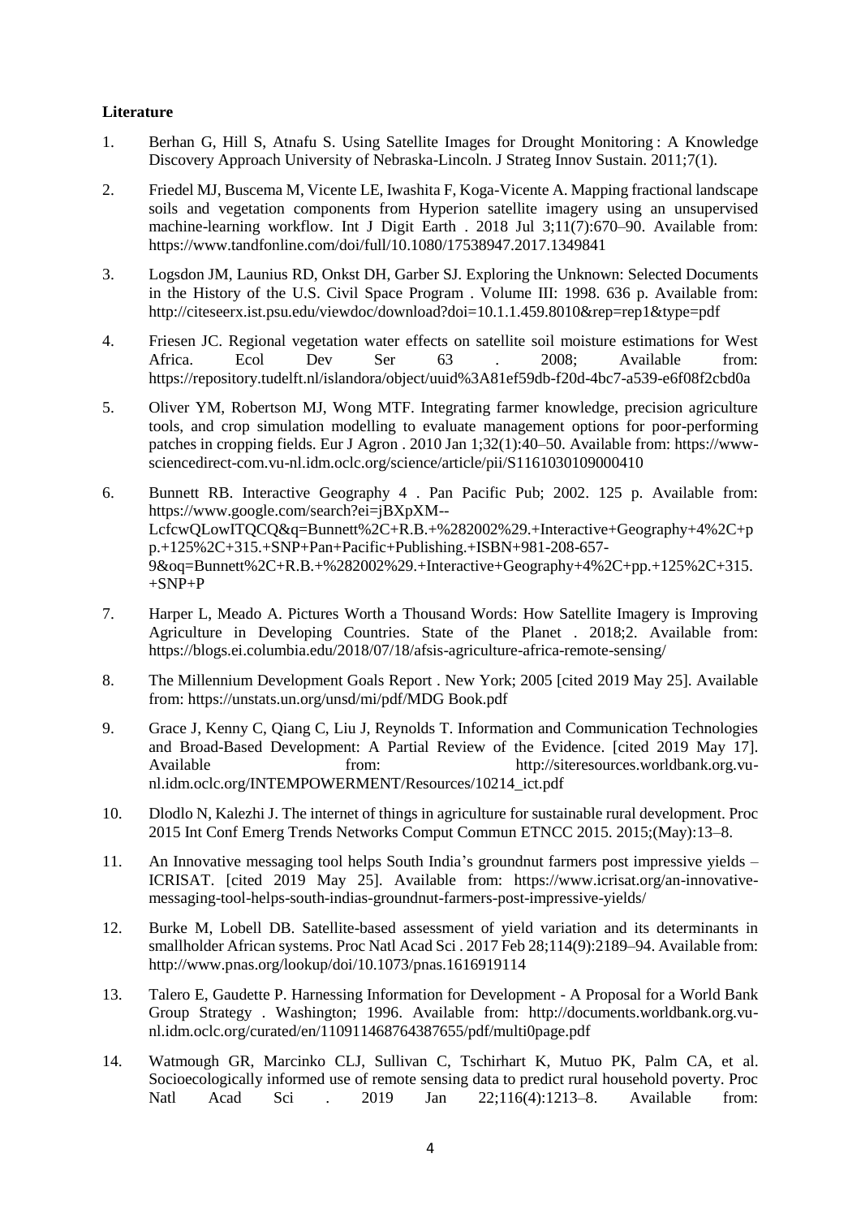**Literature**

1. Berhan G, Hill S, Atnafu S. Using Satellite Images for Drought Monitoring : A Knowledge Discovery Approach University of Nebraska-Lincoln. J Strateg Innov Sustain. 2011;7(1).

2. Friedel MJ, Buscema M, Vicente LE, Iwashita F, Koga-Vicente A. Mapping fractional landscape soils and vegetation components from Hyperion satellite imagery using an unsupervised machine-learning workflow. Int J Digit Earth . 2018 Jul 3;11(7):670–90. Available from: https://www.tandfonline.com/doi/full/10.1080/17538947.2017.1349841

3. Logsdon JM, Launius RD, Onkst DH, Garber SJ. Exploring the Unknown: Selected Documents in the History of the U.S. Civil Space Program . Volume III: 1998. 636 p. Available from: http://citeseerx.ist.psu.edu/viewdoc/download?doi=10.1.1.459.8010&rep=rep1&type=pdf

4. Friesen JC. Regional vegetation water effects on satellite soil moisture estimations for West Africa. Ecol Dev Ser 63 . 2008; Available from: https://repository.tudelft.nl/islandora/object/uuid%3A81ef59db-f20d-4bc7-a539-e6f08f2cbd0a

5. Oliver YM, Robertson MJ, Wong MTF. Integrating farmer knowledge, precision agriculture tools, and crop simulation modelling to evaluate management options for poor-performing patches in cropping fields. Eur J Agron . 2010 Jan 1;32(1):40–50. Available from: https://www-sciencedirect-com.vu-nl.idm.oclc.org/science/article/pii/S1161030109000410

6. Bunnett RB. Interactive Geography 4 . Pan Pacific Pub; 2002. 125 p. Available from: https://www.google.com/search?ei=jBXpXM--LcfcwQLowITQCQ&q=Bunnett%2C+R.B.+%282002%29.+Interactive+Geography+4%2C+pp.+125%2C+315.+SNP+Pan+Pacific+Publishing.+ISBN+981-208-657-9&oq=Bunnett%2C+R.B.+%282002%29.+Interactive+Geography+4%2C+pp.+125%2C+315.+SNP+P

7. Harper L, Meado A. Pictures Worth a Thousand Words: How Satellite Imagery is Improving Agriculture in Developing Countries. State of the Planet . 2018;2. Available from: https://blogs.ei.columbia.edu/2018/07/18/afsis-agriculture-africa-remote-sensing/

8. The Millennium Development Goals Report . New York; 2005 [cited 2019 May 25]. Available from: https://unstats.un.org/unsd/mi/pdf/MDG Book.pdf

9. Grace J, Kenny C, Qiang C, Liu J, Reynolds T. Information and Communication Technologies and Broad-Based Development: A Partial Review of the Evidence. [cited 2019 May 17]. Available from: http://siteresources.worldbank.org.vu-nl.idm.oclc.org/INTEMPOWERMENT/Resources/10214_ict.pdf

10. Dlodlo N, Kalezhi J. The internet of things in agriculture for sustainable rural development. Proc 2015 Int Conf Emerg Trends Networks Comput Commun ETNCC 2015. 2015;(May):13–8.

11. An Innovative messaging tool helps South India's groundnut farmers post impressive yields – ICRISAT. [cited 2019 May 25]. Available from: https://www.icrisat.org/an-innovative-messaging-tool-helps-south-indias-groundnut-farmers-post-impressive-yields/

12. Burke M, Lobell DB. Satellite-based assessment of yield variation and its determinants in smallholder African systems. Proc Natl Acad Sci . 2017 Feb 28;114(9):2189–94. Available from: http://www.pnas.org/lookup/doi/10.1073/pnas.1616919114

13. Talero E, Gaudette P. Harnessing Information for Development - A Proposal for a World Bank Group Strategy . Washington; 1996. Available from: http://documents.worldbank.org.vu-nl.idm.oclc.org/curated/en/110911468764387655/pdf/multi0page.pdf

14. Watmough GR, Marcinko CLJ, Sullivan C, Tschirhart K, Mutuo PK, Palm CA, et al. Socioecologically informed use of remote sensing data to predict rural household poverty. Proc Natl Acad Sci . 2019 Jan 22;116(4):1213–8. Available from: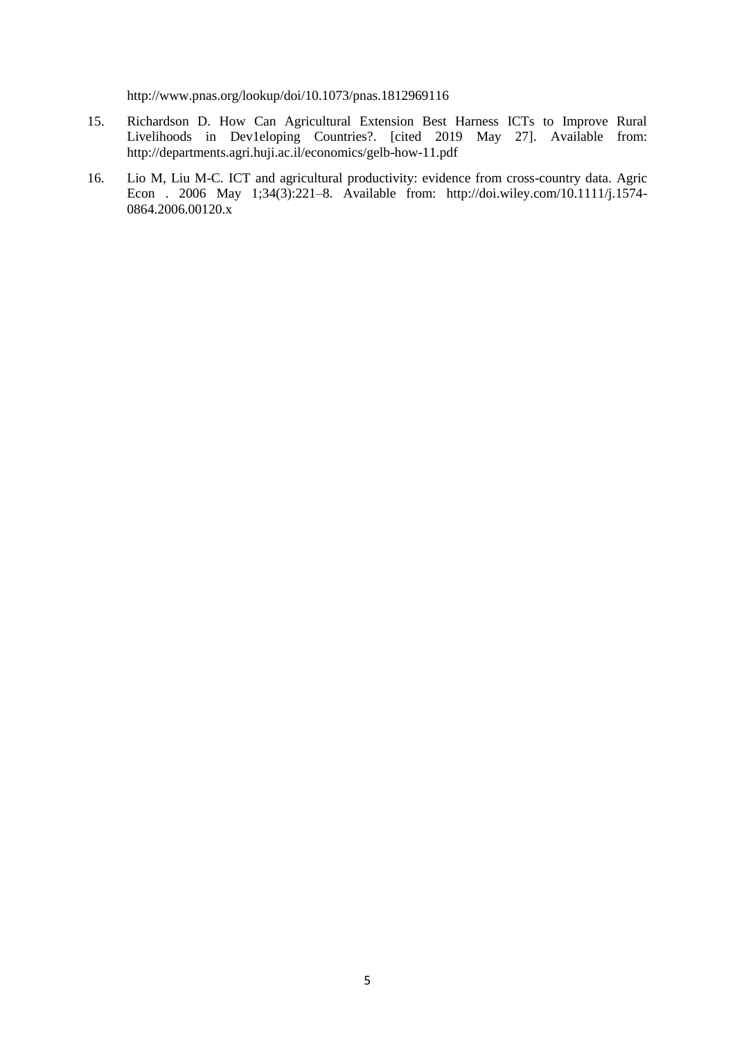http://www.pnas.org/lookup/doi/10.1073/pnas.1812969116

15. Richardson D. How Can Agricultural Extension Best Harness ICTs to Improve Rural Livelihoods in Dev1eloping Countries?. [cited 2019 May 27]. Available from: http://departments.agri.huji.ac.il/economics/gelb-how-11.pdf

16. Lio M, Liu M-C. ICT and agricultural productivity: evidence from cross-country data. Agric Econ . 2006 May 1;34(3):221–8. Available from: http://doi.wiley.com/10.1111/j.1574-0864.2006.00120.x